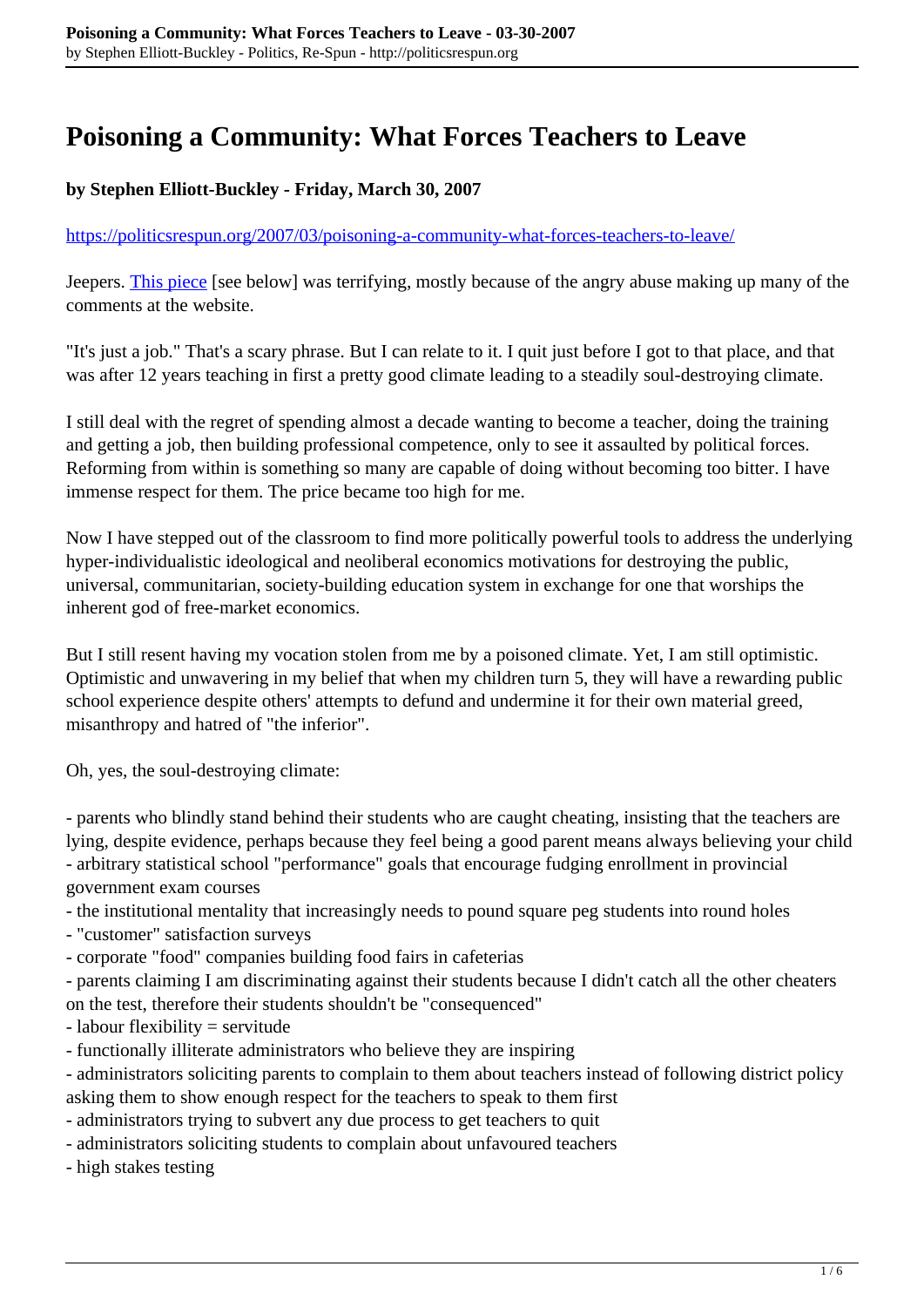# Poisoning a Community: What Forces Teachers to Leave

**by Stephen Elliott-Buckley - Friday, March 30, 2007**

https://politicsrespun.org/2007/03/poisoning-a-community-what-forces-teachers-to-leave/

Jeepers. This piece [see below] was terrifying, mostly because of the angry abuse making up many of the comments at the website.

"It's just a job." That's a scary phrase. But I can relate to it. I quit just before I got to that place, and that was after 12 years teaching in first a pretty good climate leading to a steadily soul-destroying climate.

I still deal with the regret of spending almost a decade wanting to become a teacher, doing the training and getting a job, then building professional competence, only to see it assaulted by political forces. Reforming from within is something so many are capable of doing without becoming too bitter. I have immense respect for them. The price became too high for me.

Now I have stepped out of the classroom to find more politically powerful tools to address the underlying hyper-individualistic ideological and neoliberal economics motivations for destroying the public, universal, communitarian, society-building education system in exchange for one that worships the inherent god of free-market economics.

But I still resent having my vocation stolen from me by a poisoned climate. Yet, I am still optimistic. Optimistic and unwavering in my belief that when my children turn 5, they will have a rewarding public school experience despite others' attempts to defund and undermine it for their own material greed, misanthropy and hatred of "the inferior".

Oh, yes, the soul-destroying climate:

- parents who blindly stand behind their students who are caught cheating, insisting that the teachers are lying, despite evidence, perhaps because they feel being a good parent means always believing your child
- arbitrary statistical school "performance" goals that encourage fudging enrollment in provincial government exam courses
- the institutional mentality that increasingly needs to pound square peg students into round holes
- "customer" satisfaction surveys
- corporate "food" companies building food fairs in cafeterias
- parents claiming I am discriminating against their students because I didn't catch all the other cheaters on the test, therefore their students shouldn't be "consequenced"
- labour flexibility = servitude
- functionally illiterate administrators who believe they are inspiring
- administrators soliciting parents to complain to them about teachers instead of following district policy asking them to show enough respect for the teachers to speak to them first
- administrators trying to subvert any due process to get teachers to quit
- administrators soliciting students to complain about unfavoured teachers
- high stakes testing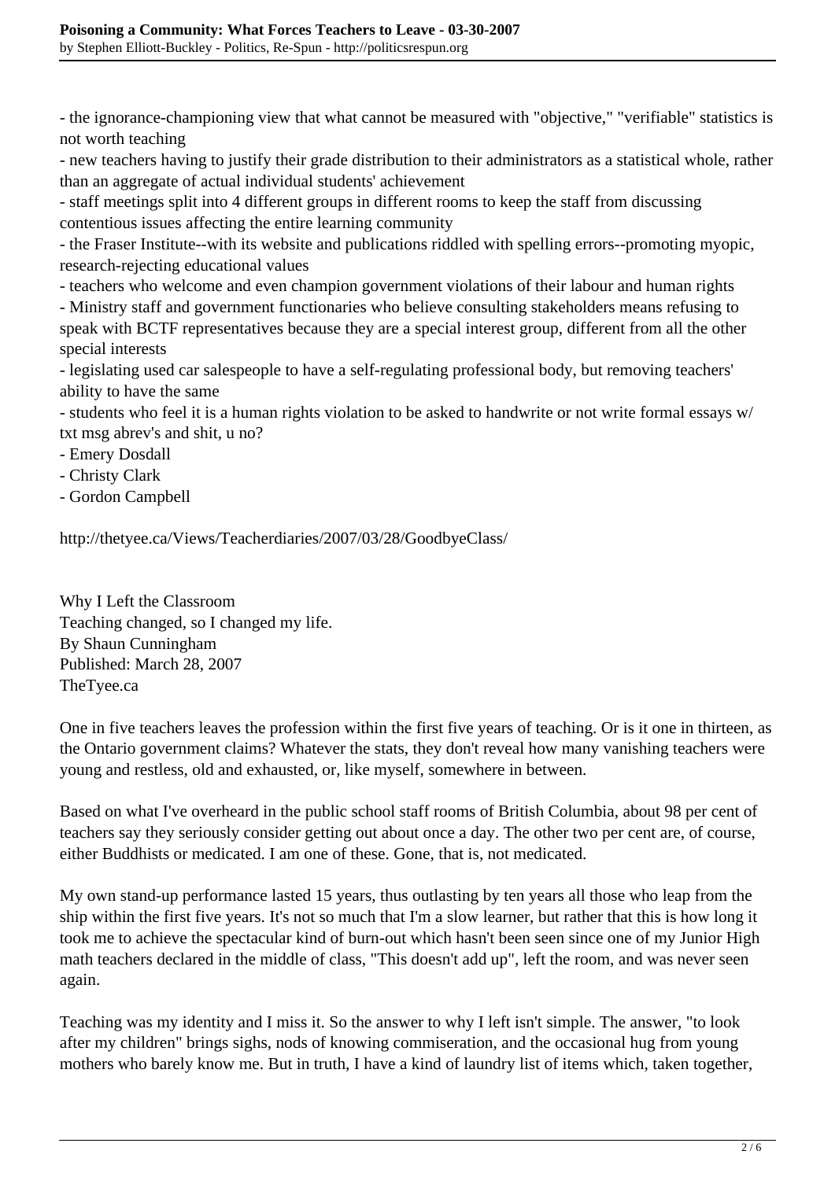- the ignorance-championing view that what cannot be measured with "objective," "verifiable" statistics is not worth teaching
- new teachers having to justify their grade distribution to their administrators as a statistical whole, rather than an aggregate of actual individual students' achievement
- staff meetings split into 4 different groups in different rooms to keep the staff from discussing contentious issues affecting the entire learning community
- the Fraser Institute--with its website and publications riddled with spelling errors--promoting myopic, research-rejecting educational values
- teachers who welcome and even champion government violations of their labour and human rights
- Ministry staff and government functionaries who believe consulting stakeholders means refusing to speak with BCTF representatives because they are a special interest group, different from all the other special interests
- legislating used car salespeople to have a self-regulating professional body, but removing teachers' ability to have the same
- students who feel it is a human rights violation to be asked to handwrite or not write formal essays w/ txt msg abrev's and shit, u no?
- Emery Dosdall
- Christy Clark
- Gordon Campbell

http://thetyee.ca/Views/Teacherdiaries/2007/03/28/GoodbyeClass/

Why I Left the Classroom
Teaching changed, so I changed my life.
By Shaun Cunningham
Published: March 28, 2007
TheTyee.ca

One in five teachers leaves the profession within the first five years of teaching. Or is it one in thirteen, as the Ontario government claims? Whatever the stats, they don't reveal how many vanishing teachers were young and restless, old and exhausted, or, like myself, somewhere in between.

Based on what I've overheard in the public school staff rooms of British Columbia, about 98 per cent of teachers say they seriously consider getting out about once a day. The other two per cent are, of course, either Buddhists or medicated. I am one of these. Gone, that is, not medicated.

My own stand-up performance lasted 15 years, thus outlasting by ten years all those who leap from the ship within the first five years. It's not so much that I'm a slow learner, but rather that this is how long it took me to achieve the spectacular kind of burn-out which hasn't been seen since one of my Junior High math teachers declared in the middle of class, "This doesn't add up", left the room, and was never seen again.

Teaching was my identity and I miss it. So the answer to why I left isn't simple. The answer, "to look after my children" brings sighs, nods of knowing commiseration, and the occasional hug from young mothers who barely know me. But in truth, I have a kind of laundry list of items which, taken together,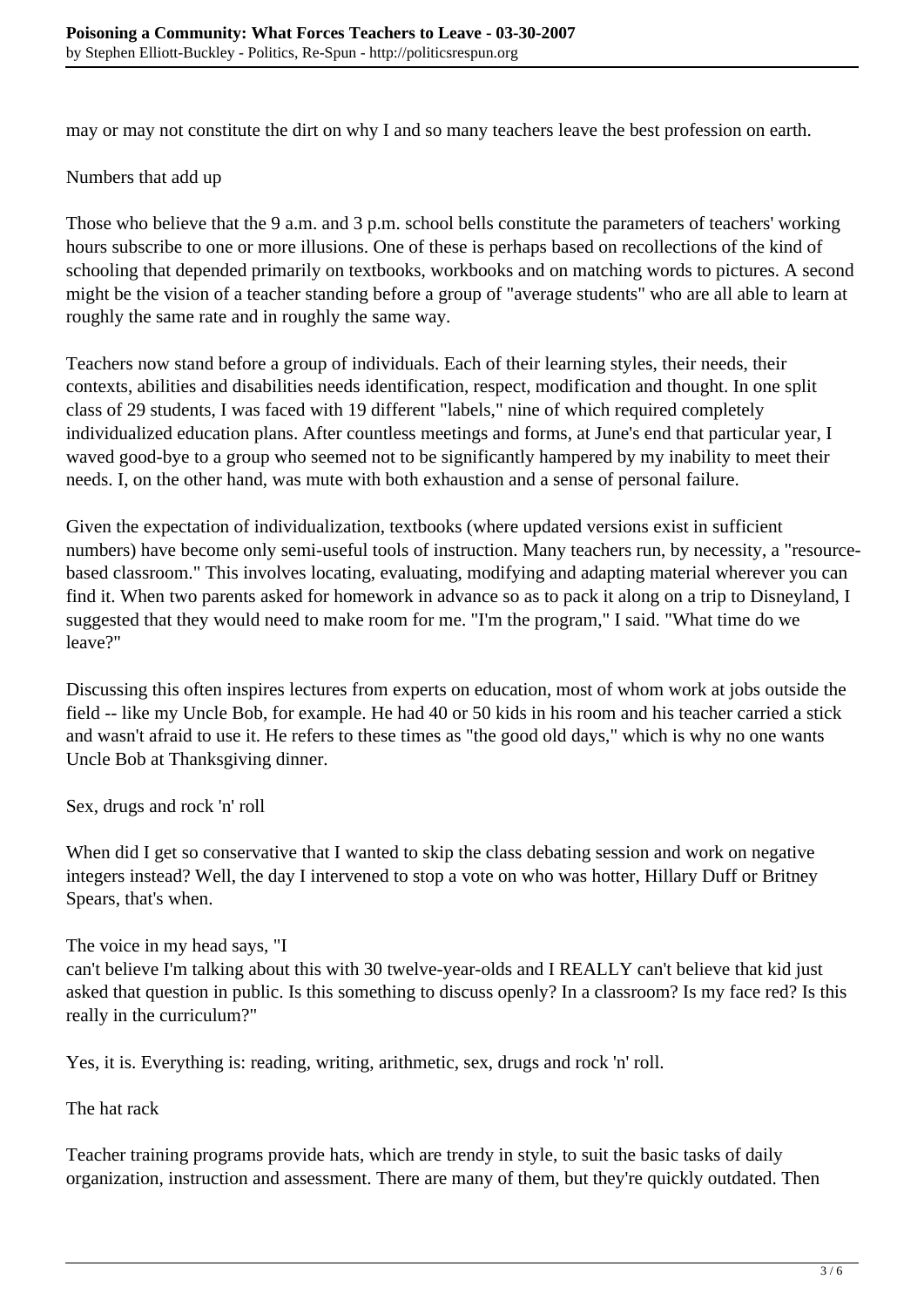may or may not constitute the dirt on why I and so many teachers leave the best profession on earth.

## Numbers that add up

Those who believe that the 9 a.m. and 3 p.m. school bells constitute the parameters of teachers' working hours subscribe to one or more illusions. One of these is perhaps based on recollections of the kind of schooling that depended primarily on textbooks, workbooks and on matching words to pictures. A second might be the vision of a teacher standing before a group of "average students" who are all able to learn at roughly the same rate and in roughly the same way.

Teachers now stand before a group of individuals. Each of their learning styles, their needs, their contexts, abilities and disabilities needs identification, respect, modification and thought. In one split class of 29 students, I was faced with 19 different "labels," nine of which required completely individualized education plans. After countless meetings and forms, at June's end that particular year, I waved good-bye to a group who seemed not to be significantly hampered by my inability to meet their needs. I, on the other hand, was mute with both exhaustion and a sense of personal failure.

Given the expectation of individualization, textbooks (where updated versions exist in sufficient numbers) have become only semi-useful tools of instruction. Many teachers run, by necessity, a "resource-based classroom." This involves locating, evaluating, modifying and adapting material wherever you can find it. When two parents asked for homework in advance so as to pack it along on a trip to Disneyland, I suggested that they would need to make room for me. "I'm the program," I said. "What time do we leave?"

Discussing this often inspires lectures from experts on education, most of whom work at jobs outside the field -- like my Uncle Bob, for example. He had 40 or 50 kids in his room and his teacher carried a stick and wasn't afraid to use it. He refers to these times as "the good old days," which is why no one wants Uncle Bob at Thanksgiving dinner.

## Sex, drugs and rock 'n' roll

When did I get so conservative that I wanted to skip the class debating session and work on negative integers instead? Well, the day I intervened to stop a vote on who was hotter, Hillary Duff or Britney Spears, that's when.

The voice in my head says, "I can't believe I'm talking about this with 30 twelve-year-olds and I REALLY can't believe that kid just asked that question in public. Is this something to discuss openly? In a classroom? Is my face red? Is this really in the curriculum?"

Yes, it is. Everything is: reading, writing, arithmetic, sex, drugs and rock 'n' roll.

## The hat rack

Teacher training programs provide hats, which are trendy in style, to suit the basic tasks of daily organization, instruction and assessment. There are many of them, but they're quickly outdated. Then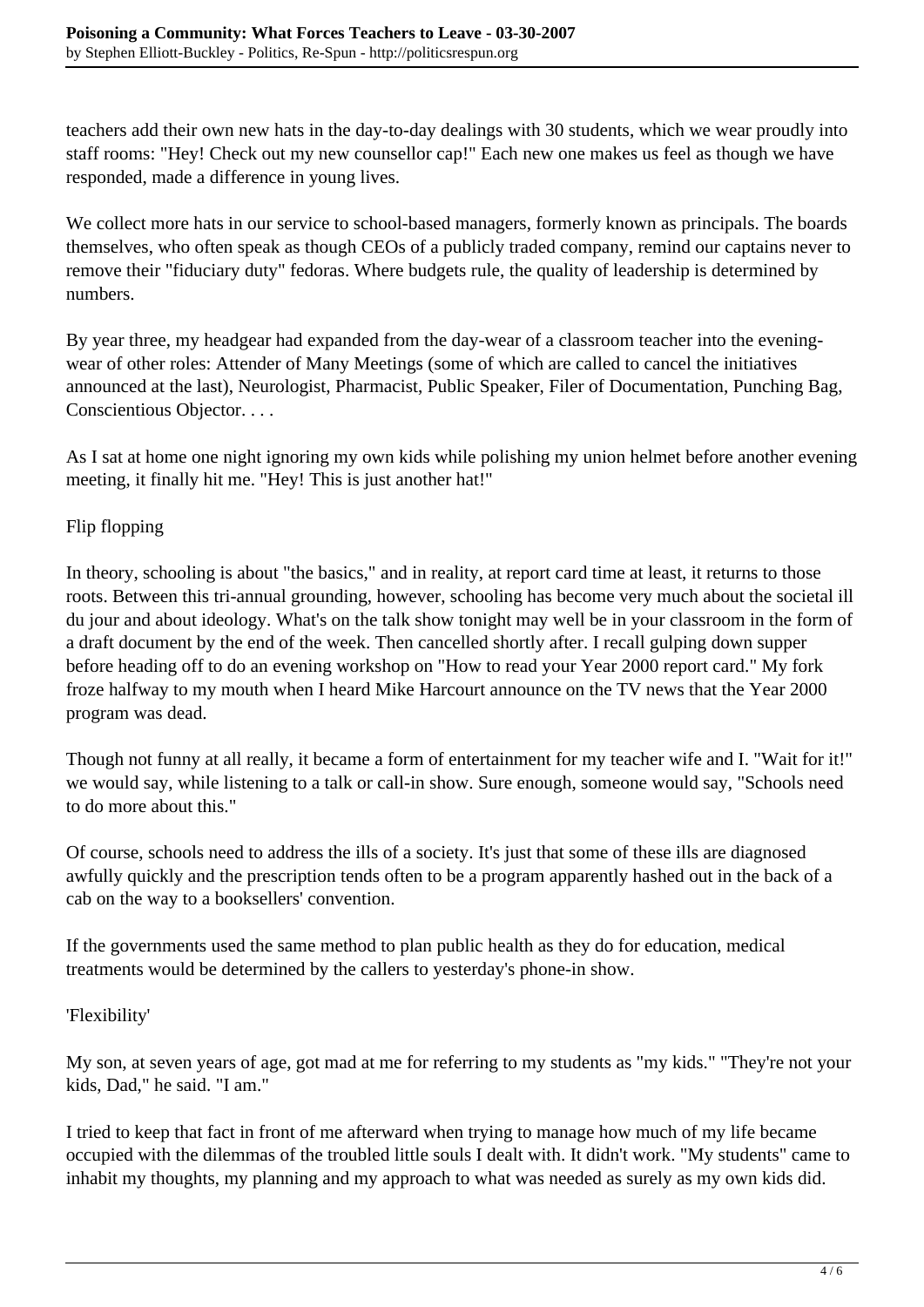teachers add their own new hats in the day-to-day dealings with 30 students, which we wear proudly into staff rooms: "Hey! Check out my new counsellor cap!" Each new one makes us feel as though we have responded, made a difference in young lives.

We collect more hats in our service to school-based managers, formerly known as principals. The boards themselves, who often speak as though CEOs of a publicly traded company, remind our captains never to remove their "fiduciary duty" fedoras. Where budgets rule, the quality of leadership is determined by numbers.

By year three, my headgear had expanded from the day-wear of a classroom teacher into the evening-wear of other roles: Attender of Many Meetings (some of which are called to cancel the initiatives announced at the last), Neurologist, Pharmacist, Public Speaker, Filer of Documentation, Punching Bag, Conscientious Objector. . . .

As I sat at home one night ignoring my own kids while polishing my union helmet before another evening meeting, it finally hit me. "Hey! This is just another hat!"

Flip flopping

In theory, schooling is about "the basics," and in reality, at report card time at least, it returns to those roots. Between this tri-annual grounding, however, schooling has become very much about the societal ill du jour and about ideology. What's on the talk show tonight may well be in your classroom in the form of a draft document by the end of the week. Then cancelled shortly after. I recall gulping down supper before heading off to do an evening workshop on "How to read your Year 2000 report card." My fork froze halfway to my mouth when I heard Mike Harcourt announce on the TV news that the Year 2000 program was dead.

Though not funny at all really, it became a form of entertainment for my teacher wife and I. "Wait for it!" we would say, while listening to a talk or call-in show. Sure enough, someone would say, "Schools need to do more about this."

Of course, schools need to address the ills of a society. It's just that some of these ills are diagnosed awfully quickly and the prescription tends often to be a program apparently hashed out in the back of a cab on the way to a booksellers' convention.

If the governments used the same method to plan public health as they do for education, medical treatments would be determined by the callers to yesterday's phone-in show.

'Flexibility'

My son, at seven years of age, got mad at me for referring to my students as "my kids." "They're not your kids, Dad," he said. "I am."

I tried to keep that fact in front of me afterward when trying to manage how much of my life became occupied with the dilemmas of the troubled little souls I dealt with. It didn't work. "My students" came to inhabit my thoughts, my planning and my approach to what was needed as surely as my own kids did.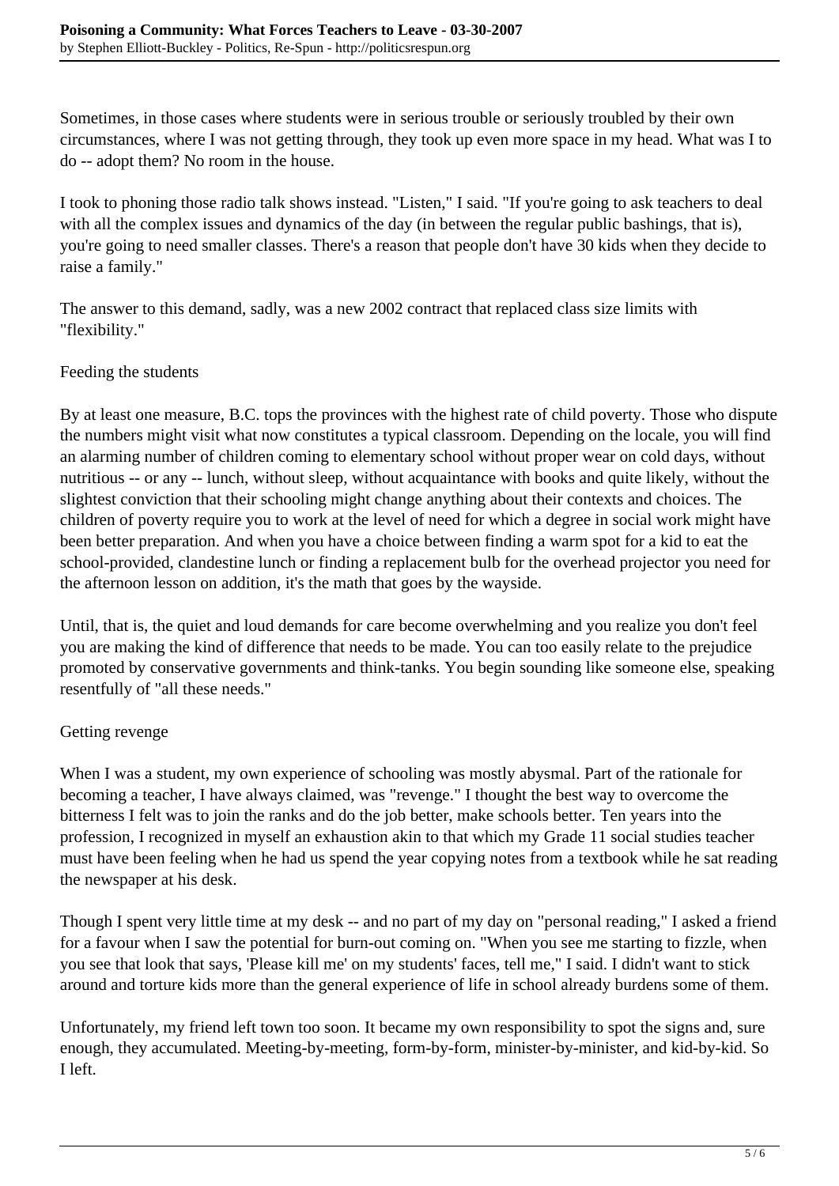Sometimes, in those cases where students were in serious trouble or seriously troubled by their own circumstances, where I was not getting through, they took up even more space in my head. What was I to do -- adopt them? No room in the house.

I took to phoning those radio talk shows instead. "Listen," I said. "If you're going to ask teachers to deal with all the complex issues and dynamics of the day (in between the regular public bashings, that is), you're going to need smaller classes. There's a reason that people don't have 30 kids when they decide to raise a family."

The answer to this demand, sadly, was a new 2002 contract that replaced class size limits with "flexibility."

## Feeding the students

By at least one measure, B.C. tops the provinces with the highest rate of child poverty. Those who dispute the numbers might visit what now constitutes a typical classroom. Depending on the locale, you will find an alarming number of children coming to elementary school without proper wear on cold days, without nutritious -- or any -- lunch, without sleep, without acquaintance with books and quite likely, without the slightest conviction that their schooling might change anything about their contexts and choices. The children of poverty require you to work at the level of need for which a degree in social work might have been better preparation. And when you have a choice between finding a warm spot for a kid to eat the school-provided, clandestine lunch or finding a replacement bulb for the overhead projector you need for the afternoon lesson on addition, it's the math that goes by the wayside.

Until, that is, the quiet and loud demands for care become overwhelming and you realize you don't feel you are making the kind of difference that needs to be made. You can too easily relate to the prejudice promoted by conservative governments and think-tanks. You begin sounding like someone else, speaking resentfully of "all these needs."

## Getting revenge

When I was a student, my own experience of schooling was mostly abysmal. Part of the rationale for becoming a teacher, I have always claimed, was "revenge." I thought the best way to overcome the bitterness I felt was to join the ranks and do the job better, make schools better. Ten years into the profession, I recognized in myself an exhaustion akin to that which my Grade 11 social studies teacher must have been feeling when he had us spend the year copying notes from a textbook while he sat reading the newspaper at his desk.

Though I spent very little time at my desk -- and no part of my day on "personal reading," I asked a friend for a favour when I saw the potential for burn-out coming on. "When you see me starting to fizzle, when you see that look that says, 'Please kill me' on my students' faces, tell me," I said. I didn't want to stick around and torture kids more than the general experience of life in school already burdens some of them.

Unfortunately, my friend left town too soon. It became my own responsibility to spot the signs and, sure enough, they accumulated. Meeting-by-meeting, form-by-form, minister-by-minister, and kid-by-kid. So I left.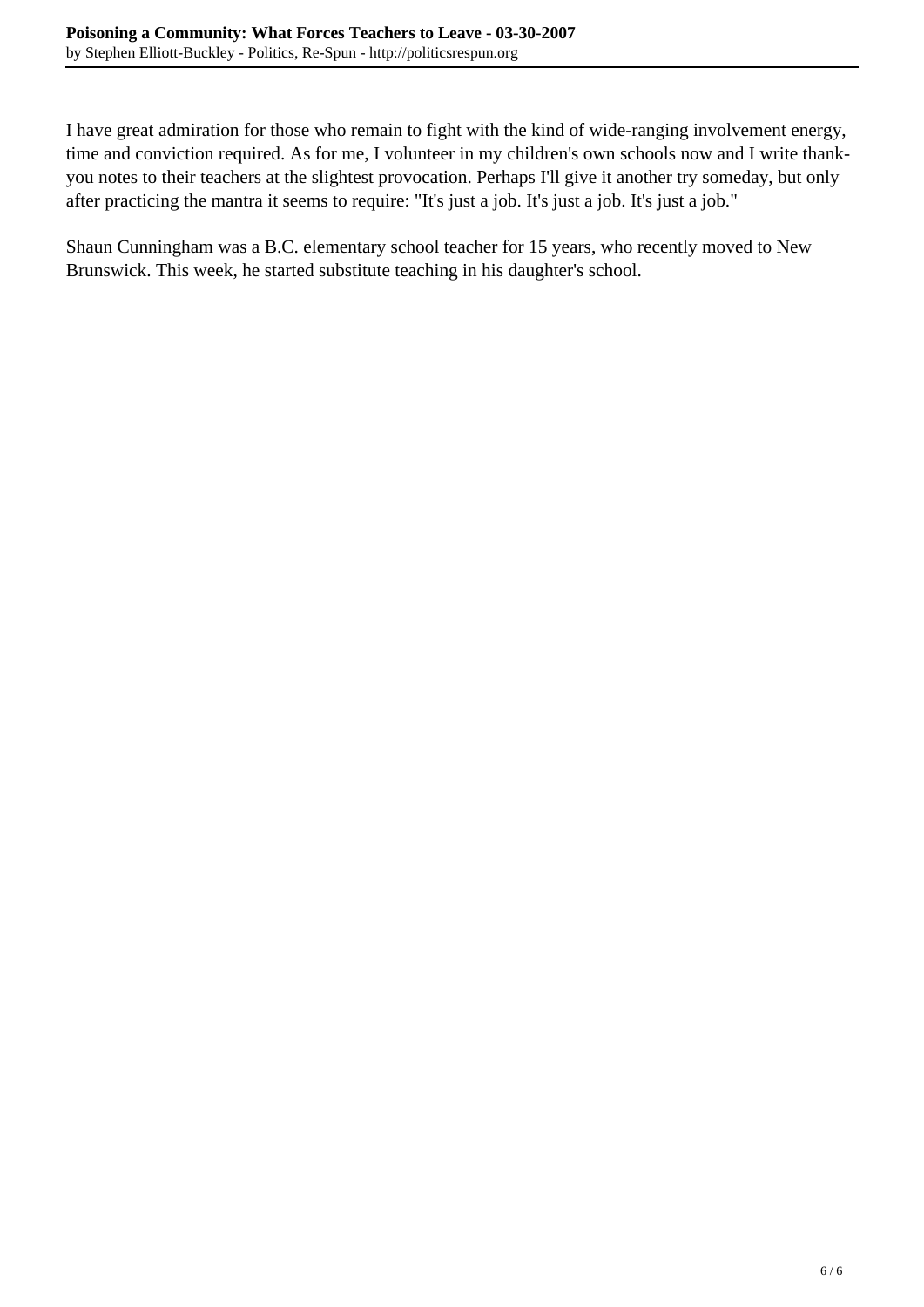I have great admiration for those who remain to fight with the kind of wide-ranging involvement energy, time and conviction required. As for me, I volunteer in my children's own schools now and I write thank-you notes to their teachers at the slightest provocation. Perhaps I'll give it another try someday, but only after practicing the mantra it seems to require: "It's just a job. It's just a job. It's just a job."

Shaun Cunningham was a B.C. elementary school teacher for 15 years, who recently moved to New Brunswick. This week, he started substitute teaching in his daughter's school.